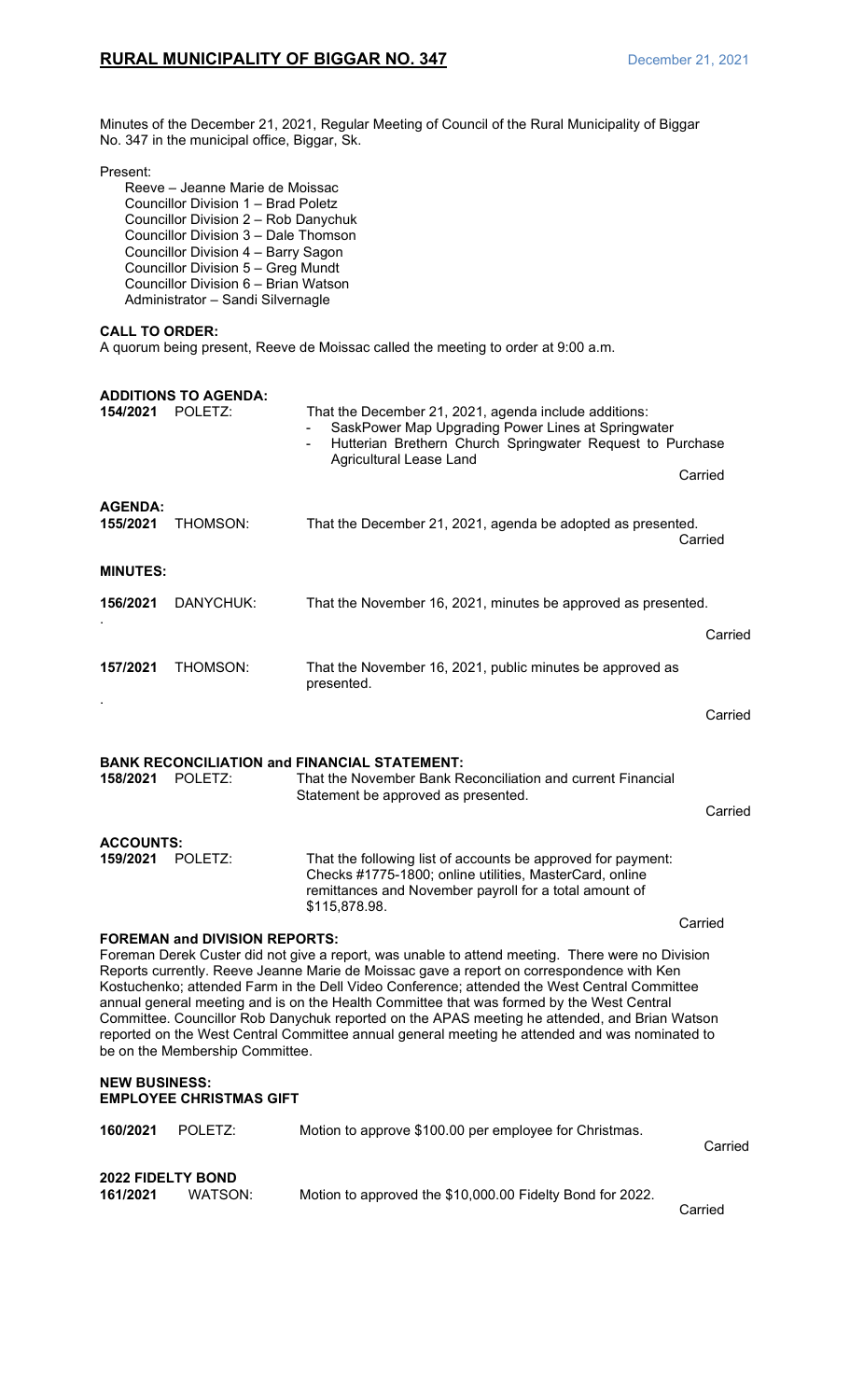Minutes of the December 21, 2021, Regular Meeting of Council of the Rural Municipality of Biggar No. 347 in the municipal office, Biggar, Sk.

Present:
Reeve – Jeanne Marie de Moissac
Councillor Division 1 – Brad Poletz
Councillor Division 2 – Rob Danychuk
Councillor Division 3 – Dale Thomson
Councillor Division 4 – Barry Sagon
Councillor Division 5 – Greg Mundt
Councillor Division 6 – Brian Watson
Administrator – Sandi Silvernagle

**CALL TO ORDER:**
A quorum being present, Reeve de Moissac called the meeting to order at 9:00 a.m.

**ADDITIONS TO AGENDA:**

**154/2021** POLETZ: That the December 21, 2021, agenda include additions:
- SaskPower Map Upgrading Power Lines at Springwater
- Hutterian Brethern Church Springwater Request to Purchase Agricultural Lease Land

Carried

**AGENDA:**

**155/2021** THOMSON: That the December 21, 2021, agenda be adopted as presented.

Carried

**MINUTES:**

**156/2021** DANYCHUK: That the November 16, 2021, minutes be approved as presented.

Carried

**157/2021** THOMSON: That the November 16, 2021, public minutes be approved as presented.

Carried

**BANK RECONCILIATION and FINANCIAL STATEMENT:**

**158/2021** POLETZ: That the November Bank Reconciliation and current Financial Statement be approved as presented.

Carried

**ACCOUNTS:**

**159/2021** POLETZ: That the following list of accounts be approved for payment: Checks #1775-1800; online utilities, MasterCard, online remittances and November payroll for a total amount of $115,878.98.

Carried

**FOREMAN and DIVISION REPORTS:**
Foreman Derek Custer did not give a report, was unable to attend meeting. There were no Division Reports currently. Reeve Jeanne Marie de Moissac gave a report on correspondence with Ken Kostuchenko; attended Farm in the Dell Video Conference; attended the West Central Committee annual general meeting and is on the Health Committee that was formed by the West Central Committee. Councillor Rob Danychuk reported on the APAS meeting he attended, and Brian Watson reported on the West Central Committee annual general meeting he attended and was nominated to be on the Membership Committee.

**NEW BUSINESS:**

**EMPLOYEE CHRISTMAS GIFT**

**160/2021** POLETZ: Motion to approve $100.00 per employee for Christmas.

Carried

**2022 FIDELTY BOND**

**161/2021** WATSON: Motion to approved the $10,000.00 Fidelty Bond for 2022.

Carried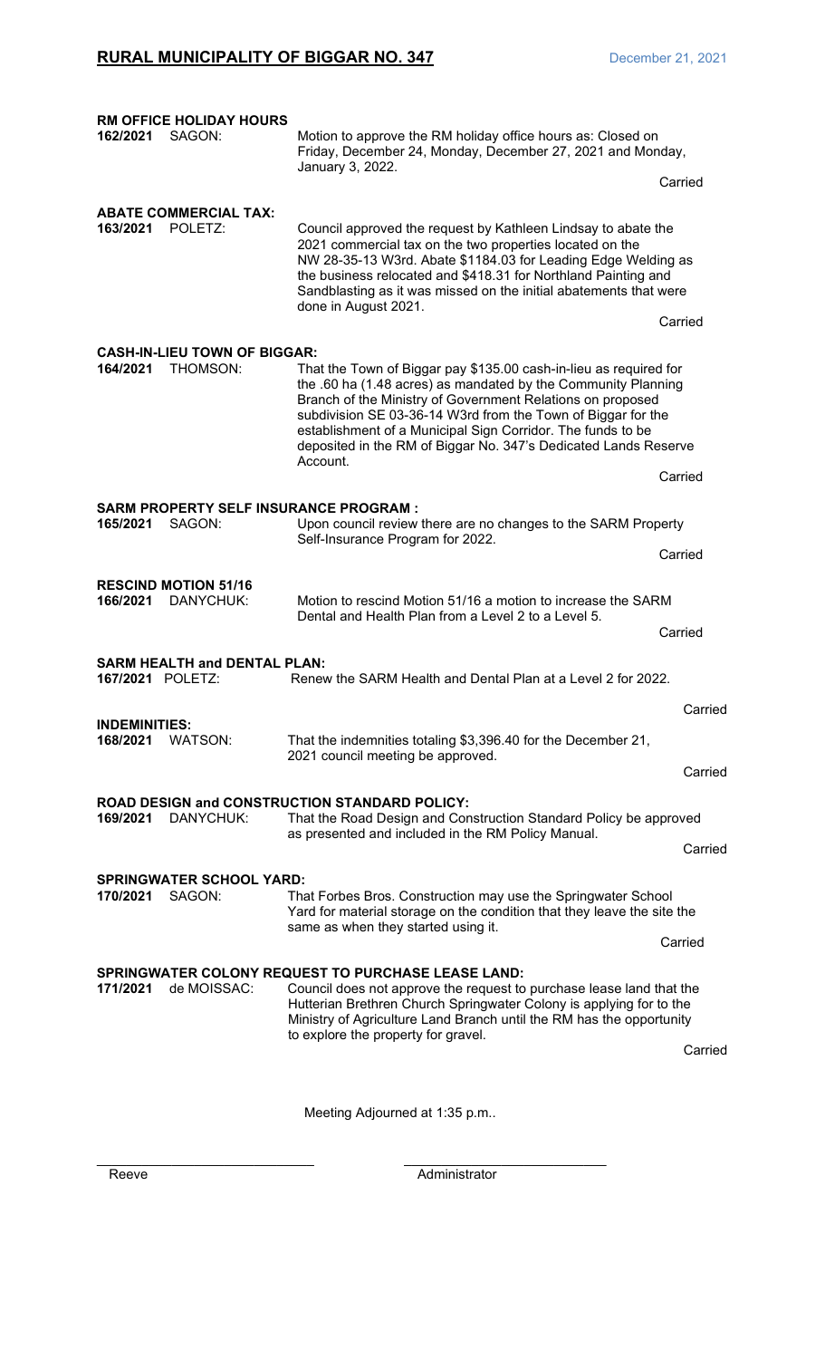**RM OFFICE HOLIDAY HOURS**

**162/2021** SAGON: Motion to approve the RM holiday office hours as: Closed on Friday, December 24, Monday, December 27, 2021 and Monday, January 3, 2022.

Carried

**ABATE COMMERCIAL TAX:**

**163/2021** POLETZ: Council approved the request by Kathleen Lindsay to abate the 2021 commercial tax on the two properties located on the NW 28-35-13 W3rd. Abate $1184.03 for Leading Edge Welding as the business relocated and $418.31 for Northland Painting and Sandblasting as it was missed on the initial abatements that were done in August 2021.

Carried

**CASH-IN-LIEU TOWN OF BIGGAR:**

**164/2021** THOMSON: That the Town of Biggar pay $135.00 cash-in-lieu as required for the .60 ha (1.48 acres) as mandated by the Community Planning Branch of the Ministry of Government Relations on proposed subdivision SE 03-36-14 W3rd from the Town of Biggar for the establishment of a Municipal Sign Corridor. The funds to be deposited in the RM of Biggar No. 347's Dedicated Lands Reserve Account.

Carried

**SARM PROPERTY SELF INSURANCE PROGRAM :**

**165/2021** SAGON: Upon council review there are no changes to the SARM Property Self-Insurance Program for 2022.

Carried

**RESCIND MOTION 51/16**

**166/2021** DANYCHUK: Motion to rescind Motion 51/16 a motion to increase the SARM Dental and Health Plan from a Level 2 to a Level 5.

Carried

**SARM HEALTH and DENTAL PLAN:**

**167/2021** POLETZ: Renew the SARM Health and Dental Plan at a Level 2 for 2022.

Carried

**INDEMINITIES:**

**168/2021** WATSON: That the indemnities totaling $3,396.40 for the December 21, 2021 council meeting be approved.

Carried

**ROAD DESIGN and CONSTRUCTION STANDARD POLICY:**

**169/2021** DANYCHUK: That the Road Design and Construction Standard Policy be approved as presented and included in the RM Policy Manual.

Carried

**SPRINGWATER SCHOOL YARD:**

**170/2021** SAGON: That Forbes Bros. Construction may use the Springwater School Yard for material storage on the condition that they leave the site the same as when they started using it.

Carried

**SPRINGWATER COLONY REQUEST TO PURCHASE LEASE LAND:**

**171/2021** de MOISSAC: Council does not approve the request to purchase lease land that the Hutterian Brethren Church Springwater Colony is applying for to the Ministry of Agriculture Land Branch until the RM has the opportunity to explore the property for gravel.

Carried

Meeting Adjourned at 1:35 p.m..

\_\_\_\_\_\_\_\_\_\_\_\_\_\_\_\_\_\_\_\_\_\_\_\_\_\_\_\_ \_\_\_\_\_\_\_\_\_\_\_\_\_\_\_\_\_\_\_\_\_\_\_\_\_\_\_\_

Reeve Administrator